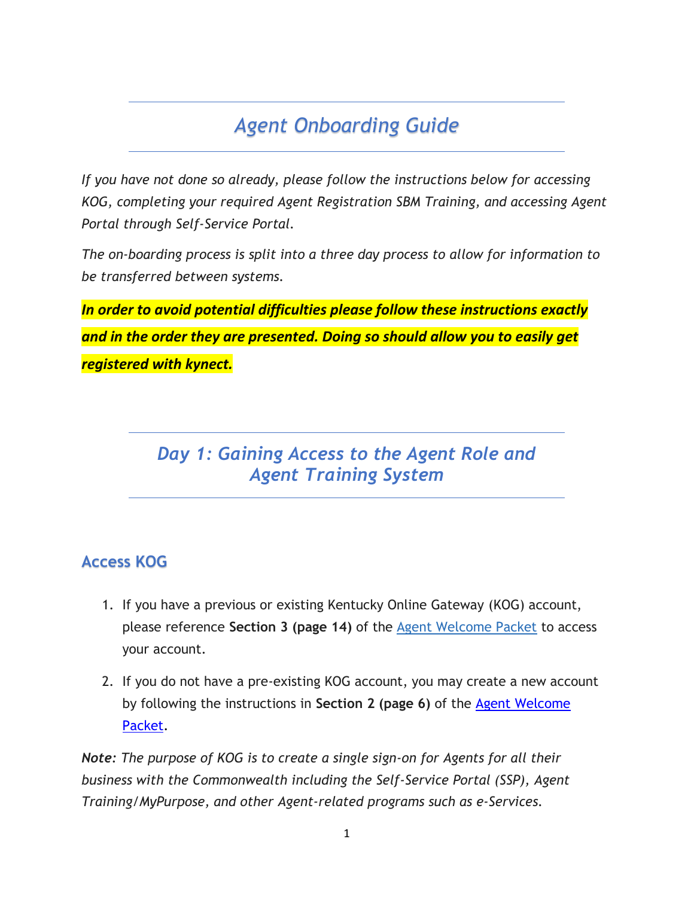# *Agent Onboarding Guide*

*If you have not done so already, please follow the instructions below for accessing KOG, completing your required Agent Registration SBM Training, and accessing Agent Portal through Self-Service Portal.*

*The on-boarding process is split into a three day process to allow for information to be transferred between systems.*

***In order to avoid potential difficulties please follow these instructions exactly and in the order they are presented. Doing so should allow you to easily get registered with kynect.***

## *Day 1: Gaining Access to the Agent Role and Agent Training System*

### Access KOG

1. If you have a previous or existing Kentucky Online Gateway (KOG) account, please reference **Section 3 (page 14)** of the Agent Welcome Packet to access your account.
2. If you do not have a pre-existing KOG account, you may create a new account by following the instructions in **Section 2 (page 6)** of the Agent Welcome Packet.

***Note:*** *The purpose of KOG is to create a single sign-on for Agents for all their business with the Commonwealth including the Self-Service Portal (SSP), Agent Training/MyPurpose, and other Agent-related programs such as e-Services.*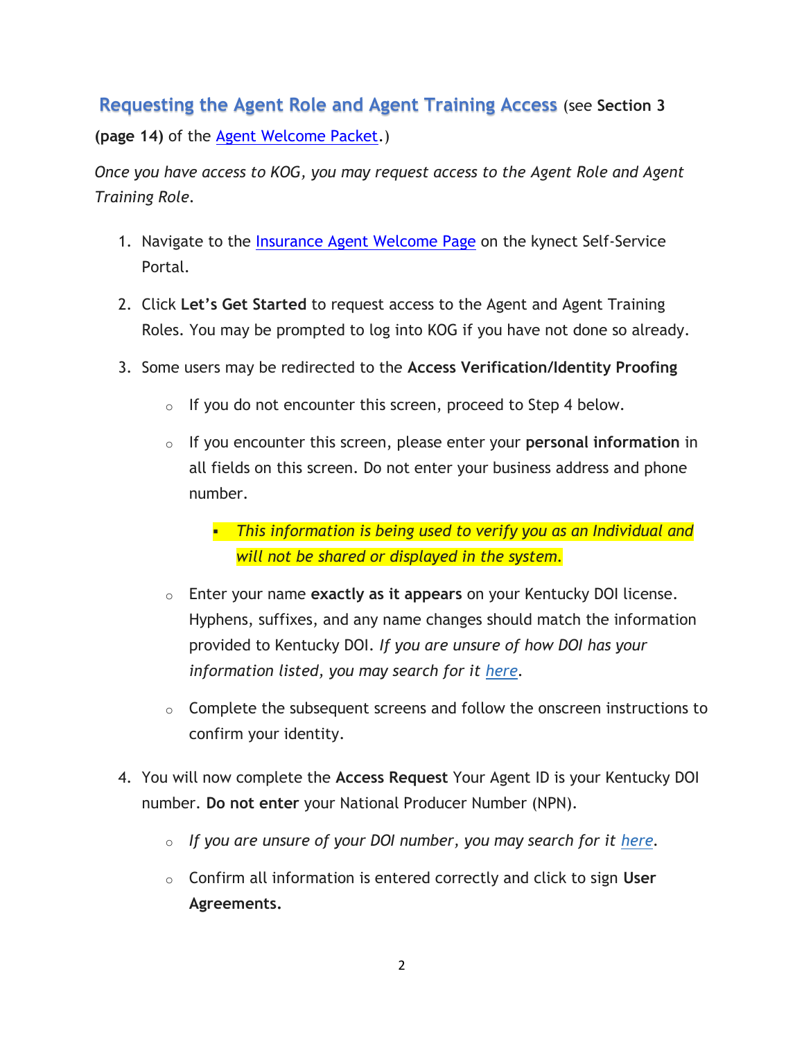## Requesting the Agent Role and Agent Training Access (see **Section 3 (page 14)** of the Agent Welcome Packet.)

*Once you have access to KOG, you may request access to the Agent Role and Agent Training Role.*

1. Navigate to the Insurance Agent Welcome Page on the kynect Self-Service Portal.
2. Click **Let's Get Started** to request access to the Agent and Agent Training Roles. You may be prompted to log into KOG if you have not done so already.
3. Some users may be redirected to the **Access Verification/Identity Proofing**
   - If you do not encounter this screen, proceed to Step 4 below.
   - If you encounter this screen, please enter your **personal information** in all fields on this screen. Do not enter your business address and phone number.
     - *This information is being used to verify you as an Individual and will not be shared or displayed in the system.*
   - Enter your name **exactly as it appears** on your Kentucky DOI license. Hyphens, suffixes, and any name changes should match the information provided to Kentucky DOI. *If you are unsure of how DOI has your information listed, you may search for it here.*
   - Complete the subsequent screens and follow the onscreen instructions to confirm your identity.
4. You will now complete the **Access Request** Your Agent ID is your Kentucky DOI number. **Do not enter** your National Producer Number (NPN).
   - *If you are unsure of your DOI number, you may search for it here.*
   - Confirm all information is entered correctly and click to sign **User Agreements.**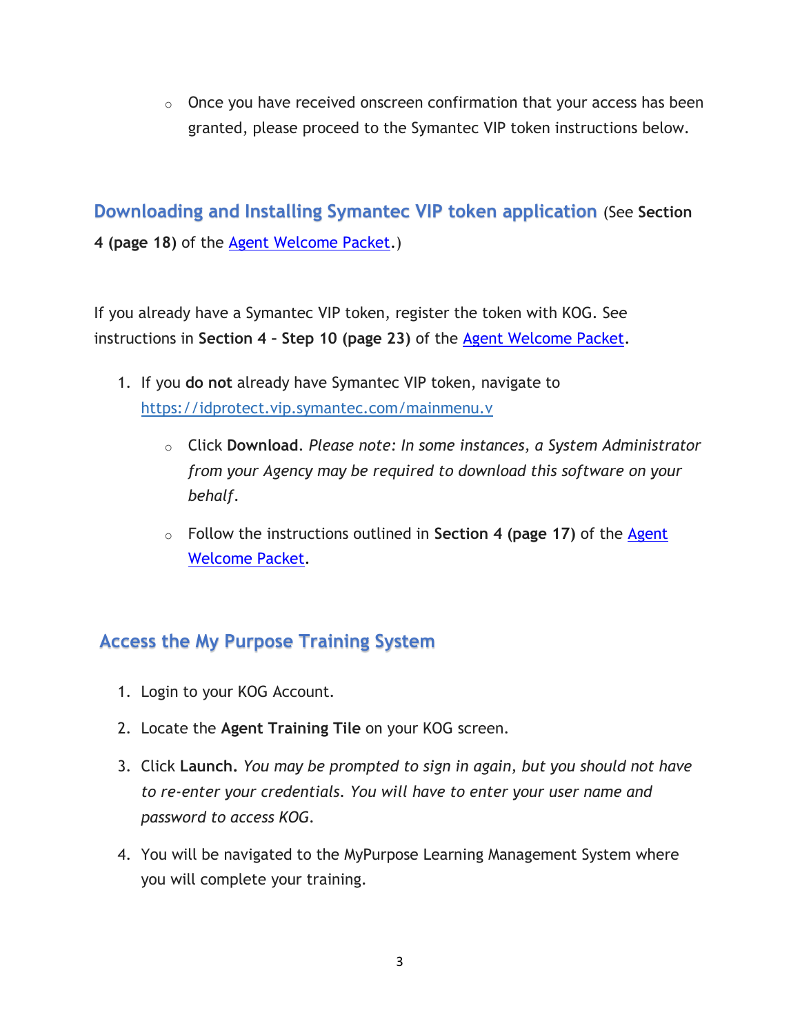- Once you have received onscreen confirmation that your access has been granted, please proceed to the Symantec VIP token instructions below.

## Downloading and Installing Symantec VIP token application (See **Section 4 (page 18)** of the [Agent Welcome Packet](). )

If you already have a Symantec VIP token, register the token with KOG. See instructions in **Section 4 – Step 10 (page 23)** of the [Agent Welcome Packet]().

1. If you **do not** already have Symantec VIP token, navigate to [https://idprotect.vip.symantec.com/mainmenu.v](https://idprotect.vip.symantec.com/mainmenu.v)
   - Click **Download**. *Please note: In some instances, a System Administrator from your Agency may be required to download this software on your behalf.*
   - Follow the instructions outlined in **Section 4 (page 17)** of the [Agent Welcome Packet]().

## Access the My Purpose Training System

1. Login to your KOG Account.
2. Locate the **Agent Training Tile** on your KOG screen.
3. Click **Launch.** *You may be prompted to sign in again, but you should not have to re-enter your credentials. You will have to enter your user name and password to access KOG.*
4. You will be navigated to the MyPurpose Learning Management System where you will complete your training.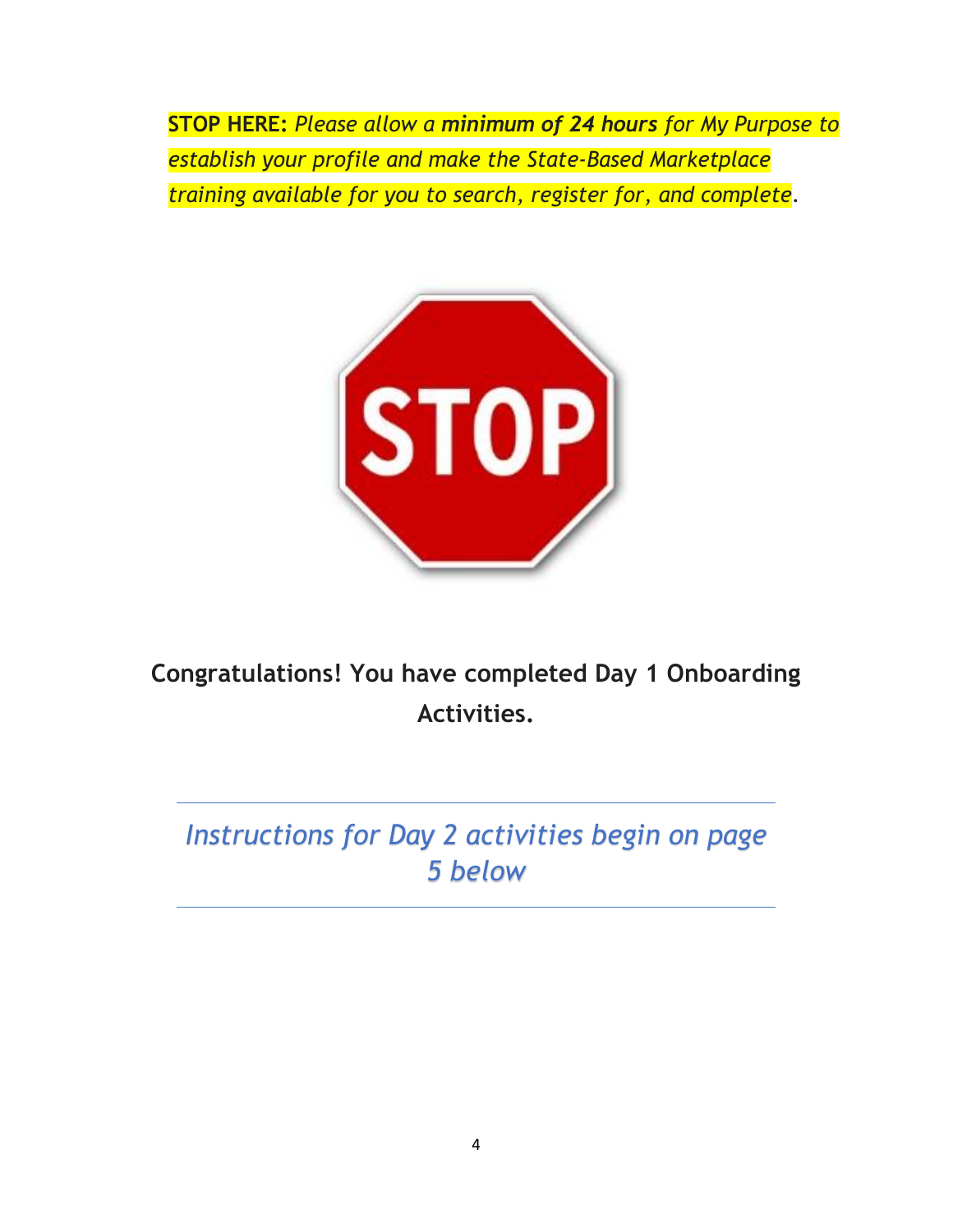**STOP HERE:** *Please allow a **minimum of 24 hours** for My Purpose to establish your profile and make the State-Based Marketplace training available for you to search, register for, and complete*.

**Congratulations! You have completed Day 1 Onboarding Activities.**

---

*Instructions for Day 2 activities begin on page 5 below*

---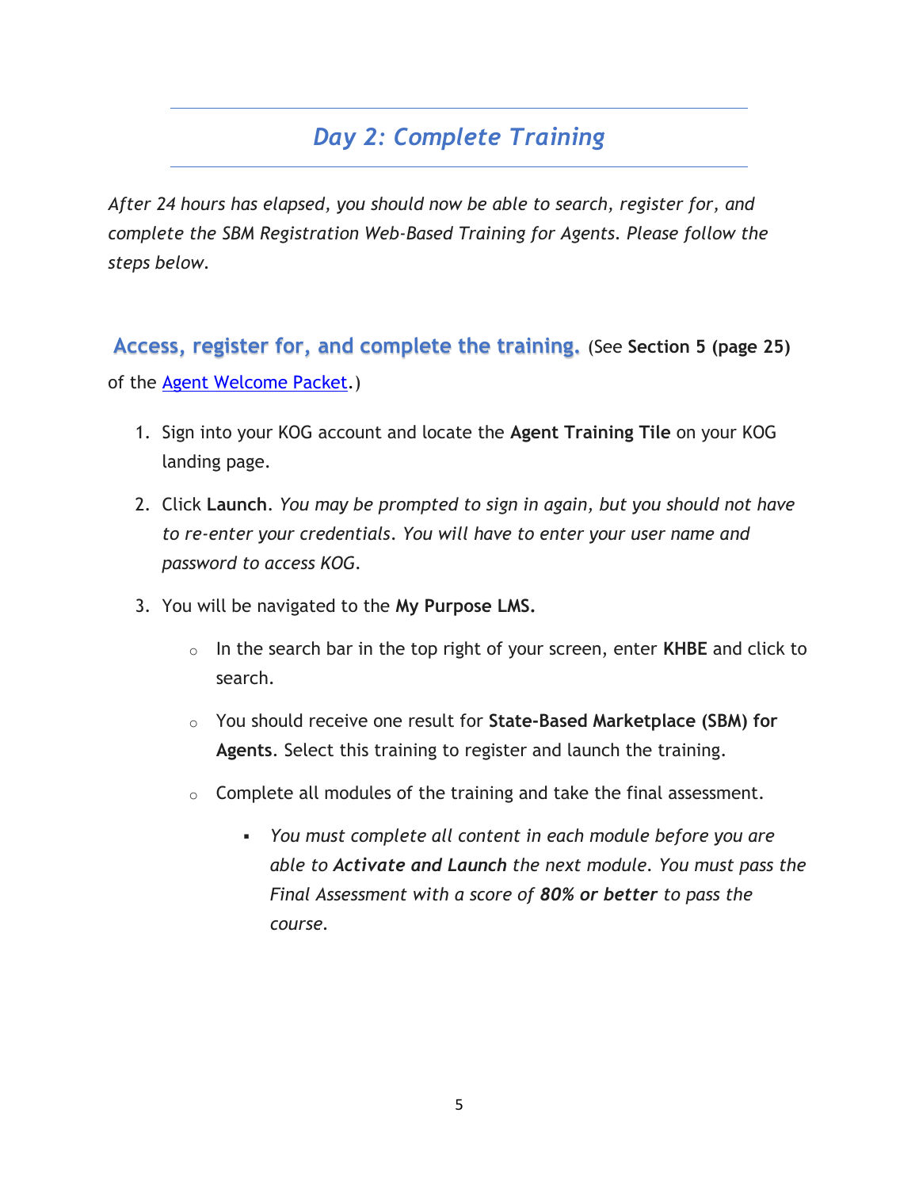## *Day 2: Complete Training*

*After 24 hours has elapsed, you should now be able to search, register for, and complete the SBM Registration Web-Based Training for Agents. Please follow the steps below.*

### Access, register for, and complete the training. (See **Section 5 (page 25)** of the Agent Welcome Packet.)

1. Sign into your KOG account and locate the **Agent Training Tile** on your KOG landing page.
2. Click **Launch**. *You may be prompted to sign in again, but you should not have to re-enter your credentials. You will have to enter your user name and password to access KOG.*
3. You will be navigated to the **My Purpose LMS.**
   - In the search bar in the top right of your screen, enter **KHBE** and click to search.
   - You should receive one result for **State-Based Marketplace (SBM) for Agents**. Select this training to register and launch the training.
   - Complete all modules of the training and take the final assessment.
     - *You must complete all content in each module before you are able to **Activate and Launch** the next module. You must pass the Final Assessment with a score of **80% or better** to pass the course.*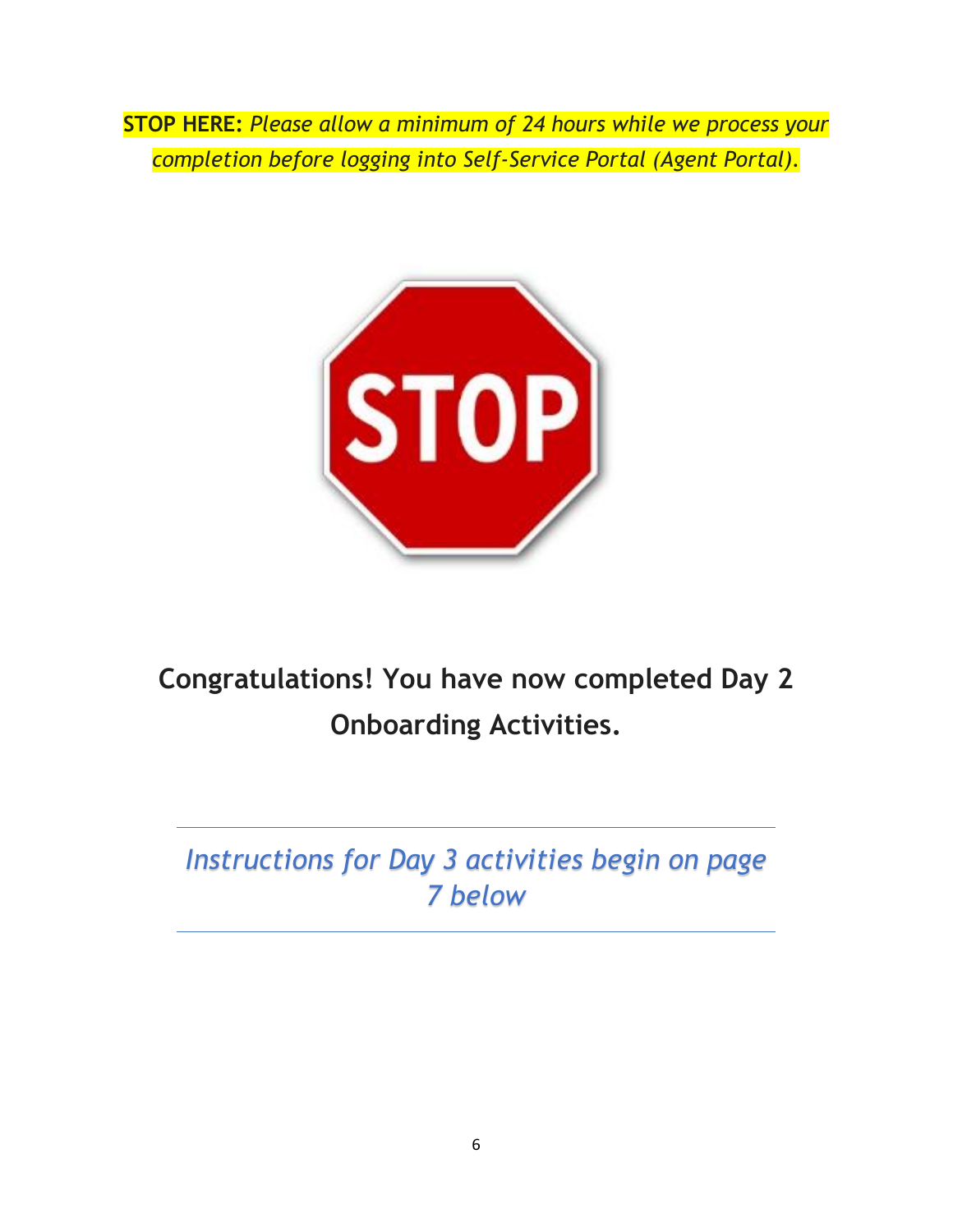**STOP HERE:** *Please allow a minimum of 24 hours while we process your completion before logging into Self-Service Portal (Agent Portal).*

**Congratulations! You have now completed Day 2 Onboarding Activities.**

*Instructions for Day 3 activities begin on page 7 below*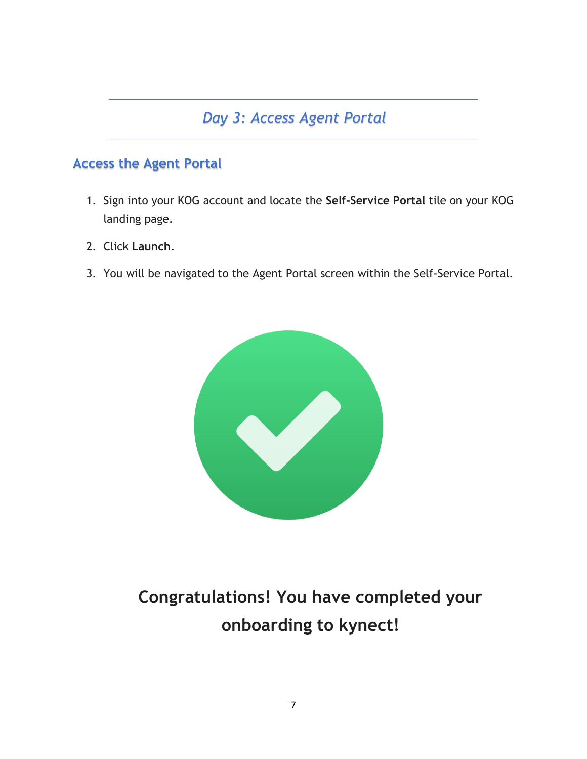## *Day 3: Access Agent Portal*

### Access the Agent Portal

1. Sign into your KOG account and locate the **Self-Service Portal** tile on your KOG landing page.
2. Click **Launch**.
3. You will be navigated to the Agent Portal screen within the Self-Service Portal.

**Congratulations! You have completed your onboarding to kynect!**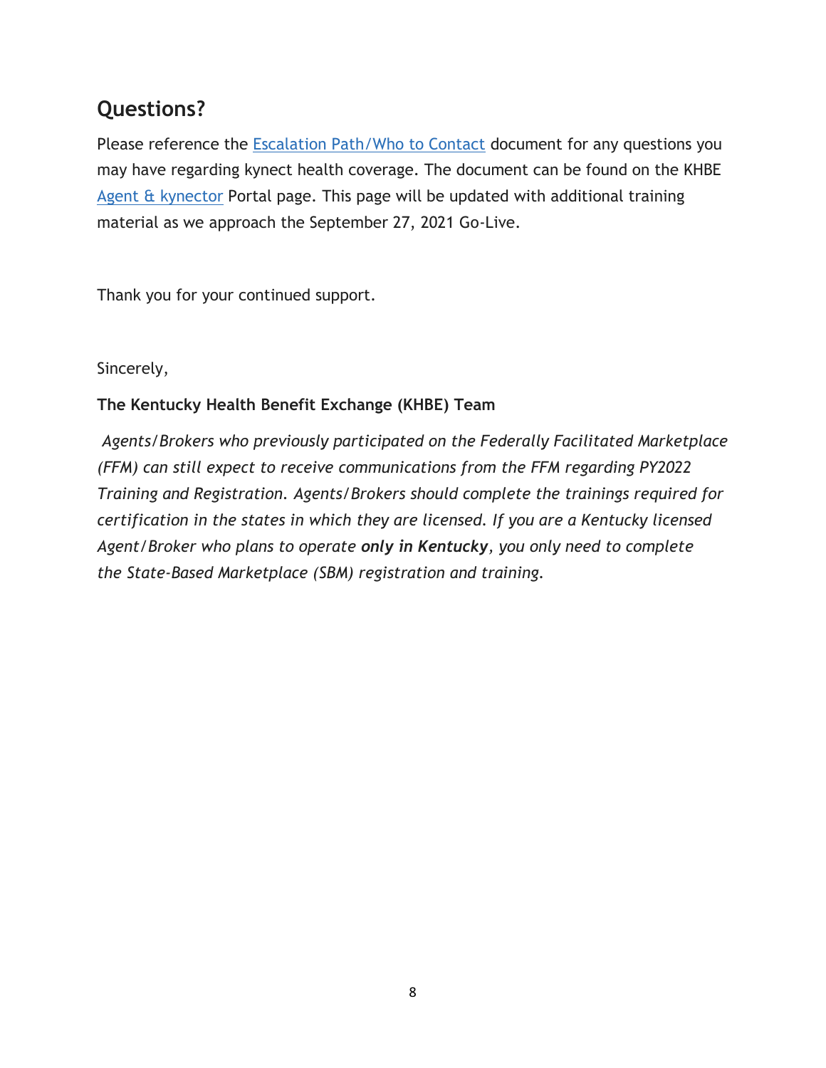## Questions?

Please reference the Escalation Path/Who to Contact document for any questions you may have regarding kynect health coverage. The document can be found on the KHBE Agent & kynector Portal page. This page will be updated with additional training material as we approach the September 27, 2021 Go-Live.

Thank you for your continued support.

Sincerely,

**The Kentucky Health Benefit Exchange (KHBE) Team**

*Agents/Brokers who previously participated on the Federally Facilitated Marketplace (FFM) can still expect to receive communications from the FFM regarding PY2022 Training and Registration. Agents/Brokers should complete the trainings required for certification in the states in which they are licensed. If you are a Kentucky licensed Agent/Broker who plans to operate* ***only in Kentucky****, you only need to complete the State-Based Marketplace (SBM) registration and training.*